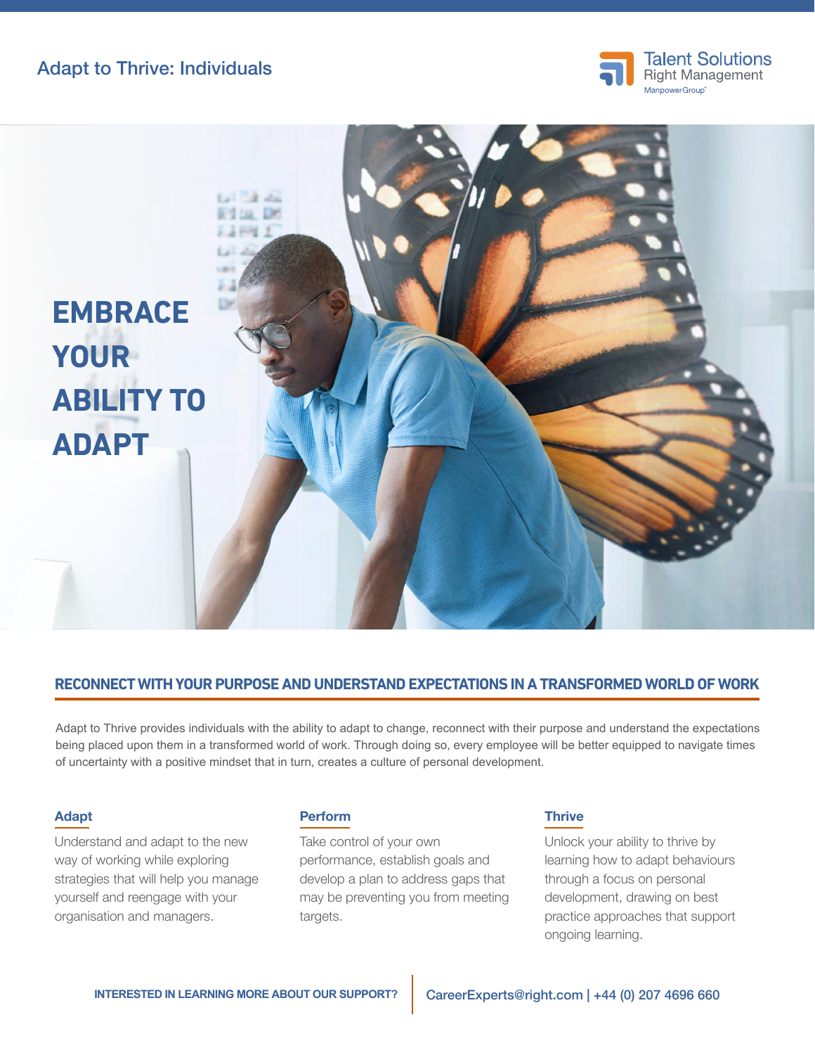Adapt to Thrive: Individuals

Talent Solutions
Right Management
ManpowerGroup

# EMBRACE YOUR ABILITY TO ADAPT

## RECONNECT WITH YOUR PURPOSE AND UNDERSTAND EXPECTATIONS IN A TRANSFORMED WORLD OF WORK

Adapt to Thrive provides individuals with the ability to adapt to change, reconnect with their purpose and understand the expectations being placed upon them in a transformed world of work. Through doing so, every employee will be better equipped to navigate times of uncertainty with a positive mindset that in turn, creates a culture of personal development.

### Adapt

Understand and adapt to the new way of working while exploring strategies that will help you manage yourself and reengage with your organisation and managers.

### Perform

Take control of your own performance, establish goals and develop a plan to address gaps that may be preventing you from meeting targets.

### Thrive

Unlock your ability to thrive by learning how to adapt behaviours through a focus on personal development, drawing on best practice approaches that support ongoing learning.

**INTERESTED IN LEARNING MORE ABOUT OUR SUPPORT?** CareerExperts@right.com | +44 (0) 207 4696 660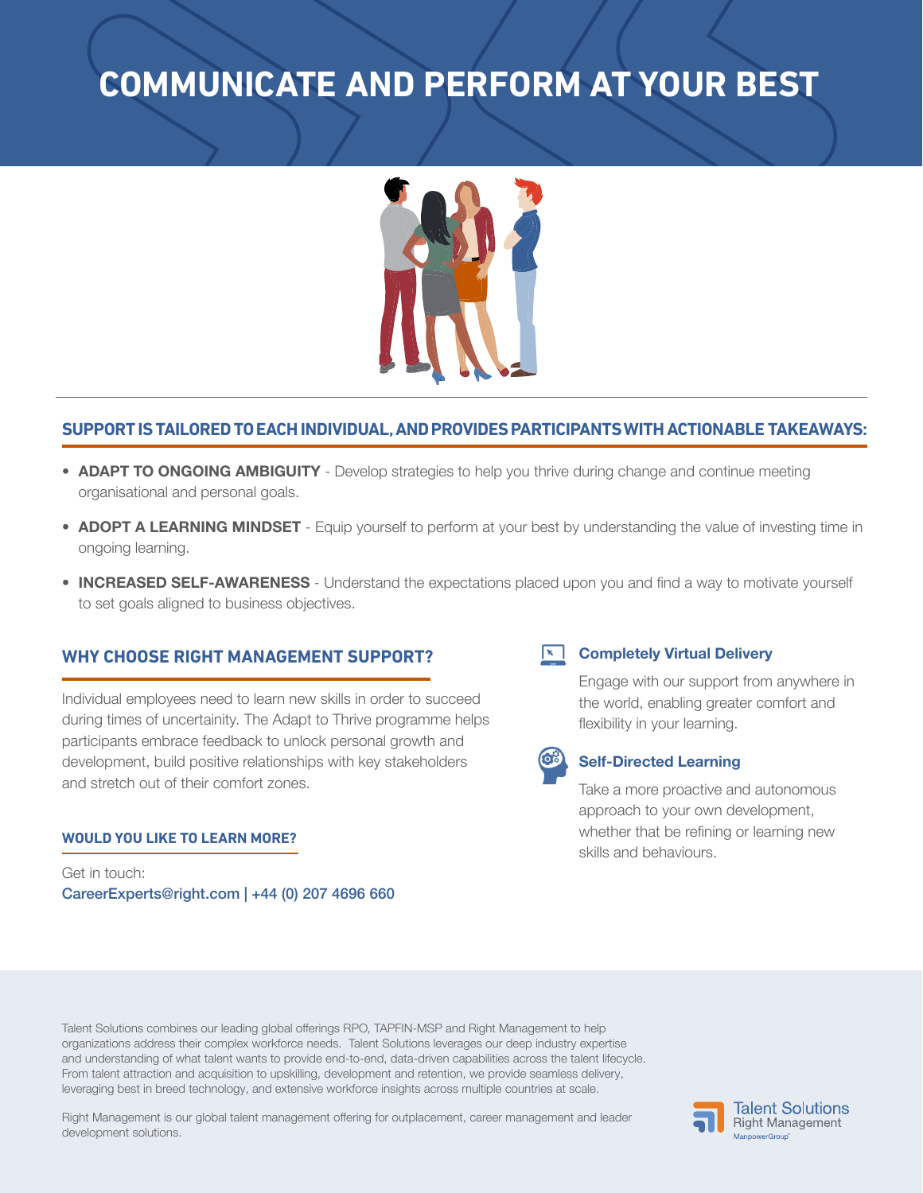# COMMUNICATE AND PERFORM AT YOUR BEST

## SUPPORT IS TAILORED TO EACH INDIVIDUAL, AND PROVIDES PARTICIPANTS WITH ACTIONABLE TAKEAWAYS:

- **ADAPT TO ONGOING AMBIGUITY** - Develop strategies to help you thrive during change and continue meeting organisational and personal goals.
- **ADOPT A LEARNING MINDSET** - Equip yourself to perform at your best by understanding the value of investing time in ongoing learning.
- **INCREASED SELF-AWARENESS** - Understand the expectations placed upon you and find a way to motivate yourself to set goals aligned to business objectives.

## WHY CHOOSE RIGHT MANAGEMENT SUPPORT?

Individual employees need to learn new skills in order to succeed during times of uncertainity. The Adapt to Thrive programme helps participants embrace feedback to unlock personal growth and development, build positive relationships with key stakeholders and stretch out of their comfort zones.

### WOULD YOU LIKE TO LEARN MORE?

Get in touch:
CareerExperts@right.com | +44 (0) 207 4696 660

### Completely Virtual Delivery

Engage with our support from anywhere in the world, enabling greater comfort and flexibility in your learning.

### Self-Directed Learning

Take a more proactive and autonomous approach to your own development, whether that be refining or learning new skills and behaviours.

Talent Solutions combines our leading global offerings RPO, TAPFIN-MSP and Right Management to help organizations address their complex workforce needs. Talent Solutions leverages our deep industry expertise and understanding of what talent wants to provide end-to-end, data-driven capabilities across the talent lifecycle. From talent attraction and acquisition to upskilling, development and retention, we provide seamless delivery, leveraging best in breed technology, and extensive workforce insights across multiple countries at scale.

Right Management is our global talent management offering for outplacement, career management and leader development solutions.

Talent Solutions
Right Management
ManpowerGroup